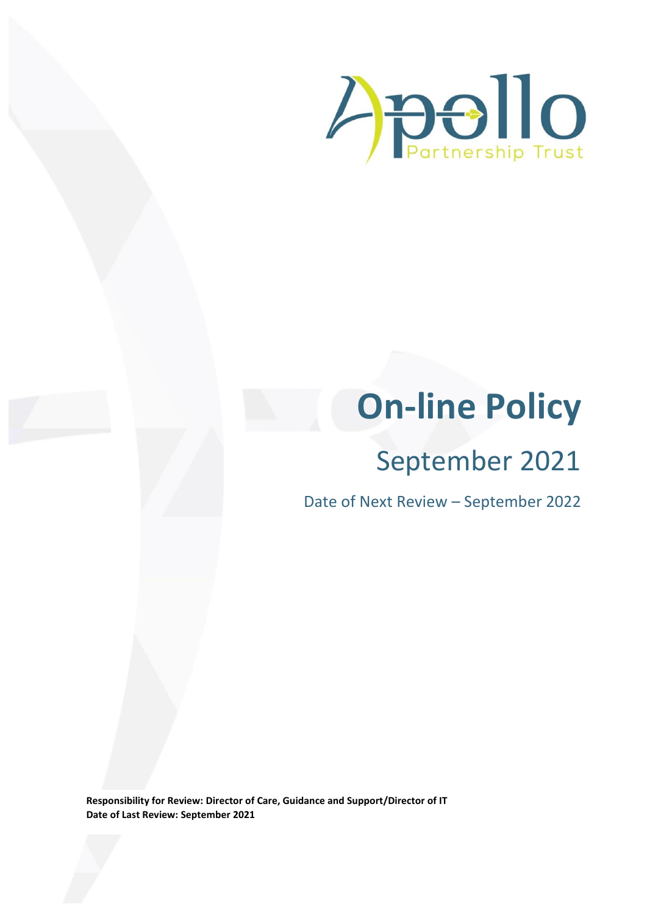Apollo Partnership Trust

# On-line Policy

## September 2021

Date of Next Review – September 2022

**Responsibility for Review: Director of Care, Guidance and Support/Director of IT**
**Date of Last Review: September 2021**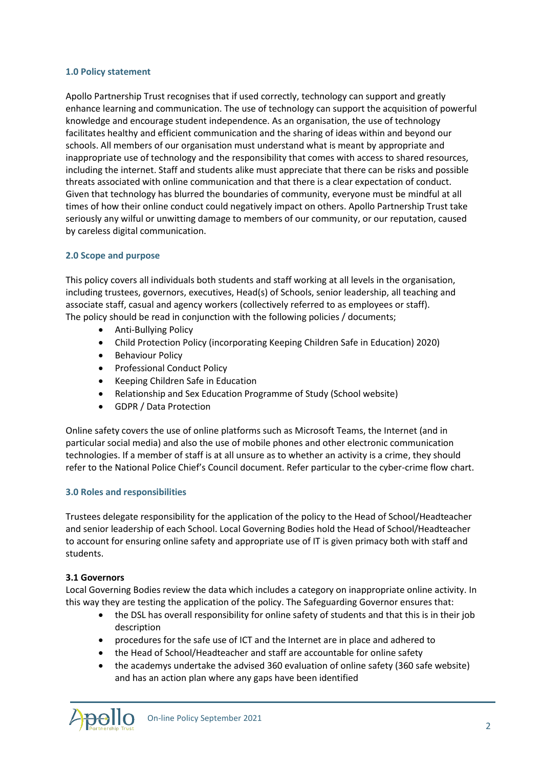## 1.0 Policy statement

Apollo Partnership Trust recognises that if used correctly, technology can support and greatly enhance learning and communication. The use of technology can support the acquisition of powerful knowledge and encourage student independence. As an organisation, the use of technology facilitates healthy and efficient communication and the sharing of ideas within and beyond our schools. All members of our organisation must understand what is meant by appropriate and inappropriate use of technology and the responsibility that comes with access to shared resources, including the internet. Staff and students alike must appreciate that there can be risks and possible threats associated with online communication and that there is a clear expectation of conduct. Given that technology has blurred the boundaries of community, everyone must be mindful at all times of how their online conduct could negatively impact on others. Apollo Partnership Trust take seriously any wilful or unwitting damage to members of our community, or our reputation, caused by careless digital communication.

## 2.0 Scope and purpose

This policy covers all individuals both students and staff working at all levels in the organisation, including trustees, governors, executives, Head(s) of Schools, senior leadership, all teaching and associate staff, casual and agency workers (collectively referred to as employees or staff).
The policy should be read in conjunction with the following policies / documents;

- Anti-Bullying Policy
- Child Protection Policy (incorporating Keeping Children Safe in Education) 2020)
- Behaviour Policy
- Professional Conduct Policy
- Keeping Children Safe in Education
- Relationship and Sex Education Programme of Study (School website)
- GDPR / Data Protection

Online safety covers the use of online platforms such as Microsoft Teams, the Internet (and in particular social media) and also the use of mobile phones and other electronic communication technologies. If a member of staff is at all unsure as to whether an activity is a crime, they should refer to the National Police Chief's Council document. Refer particular to the cyber-crime flow chart.

## 3.0 Roles and responsibilities

Trustees delegate responsibility for the application of the policy to the Head of School/Headteacher and senior leadership of each School. Local Governing Bodies hold the Head of School/Headteacher to account for ensuring online safety and appropriate use of IT is given primacy both with staff and students.

### 3.1 Governors

Local Governing Bodies review the data which includes a category on inappropriate online activity. In this way they are testing the application of the policy. The Safeguarding Governor ensures that:

- the DSL has overall responsibility for online safety of students and that this is in their job description
- procedures for the safe use of ICT and the Internet are in place and adhered to
- the Head of School/Headteacher and staff are accountable for online safety
- the academys undertake the advised 360 evaluation of online safety (360 safe website) and has an action plan where any gaps have been identified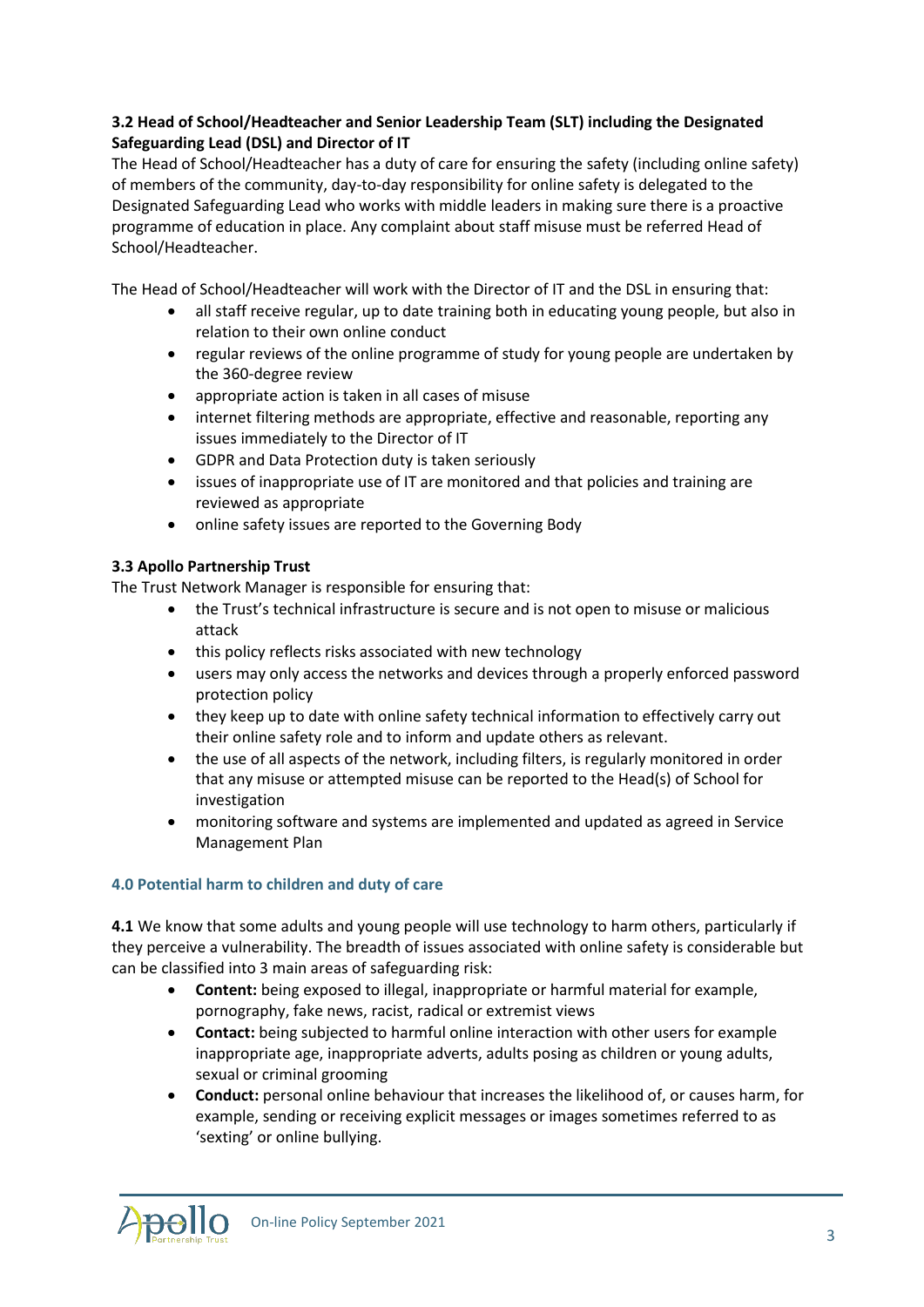**3.2 Head of School/Headteacher and Senior Leadership Team (SLT) including the Designated Safeguarding Lead (DSL) and Director of IT**

The Head of School/Headteacher has a duty of care for ensuring the safety (including online safety) of members of the community, day-to-day responsibility for online safety is delegated to the Designated Safeguarding Lead who works with middle leaders in making sure there is a proactive programme of education in place. Any complaint about staff misuse must be referred Head of School/Headteacher.

The Head of School/Headteacher will work with the Director of IT and the DSL in ensuring that:

- all staff receive regular, up to date training both in educating young people, but also in relation to their own online conduct
- regular reviews of the online programme of study for young people are undertaken by the 360-degree review
- appropriate action is taken in all cases of misuse
- internet filtering methods are appropriate, effective and reasonable, reporting any issues immediately to the Director of IT
- GDPR and Data Protection duty is taken seriously
- issues of inappropriate use of IT are monitored and that policies and training are reviewed as appropriate
- online safety issues are reported to the Governing Body

**3.3 Apollo Partnership Trust**

The Trust Network Manager is responsible for ensuring that:

- the Trust's technical infrastructure is secure and is not open to misuse or malicious attack
- this policy reflects risks associated with new technology
- users may only access the networks and devices through a properly enforced password protection policy
- they keep up to date with online safety technical information to effectively carry out their online safety role and to inform and update others as relevant.
- the use of all aspects of the network, including filters, is regularly monitored in order that any misuse or attempted misuse can be reported to the Head(s) of School for investigation
- monitoring software and systems are implemented and updated as agreed in Service Management Plan

## 4.0 Potential harm to children and duty of care

**4.1** We know that some adults and young people will use technology to harm others, particularly if they perceive a vulnerability. The breadth of issues associated with online safety is considerable but can be classified into 3 main areas of safeguarding risk:

- **Content:** being exposed to illegal, inappropriate or harmful material for example, pornography, fake news, racist, radical or extremist views
- **Contact:** being subjected to harmful online interaction with other users for example inappropriate age, inappropriate adverts, adults posing as children or young adults, sexual or criminal grooming
- **Conduct:** personal online behaviour that increases the likelihood of, or causes harm, for example, sending or receiving explicit messages or images sometimes referred to as 'sexting' or online bullying.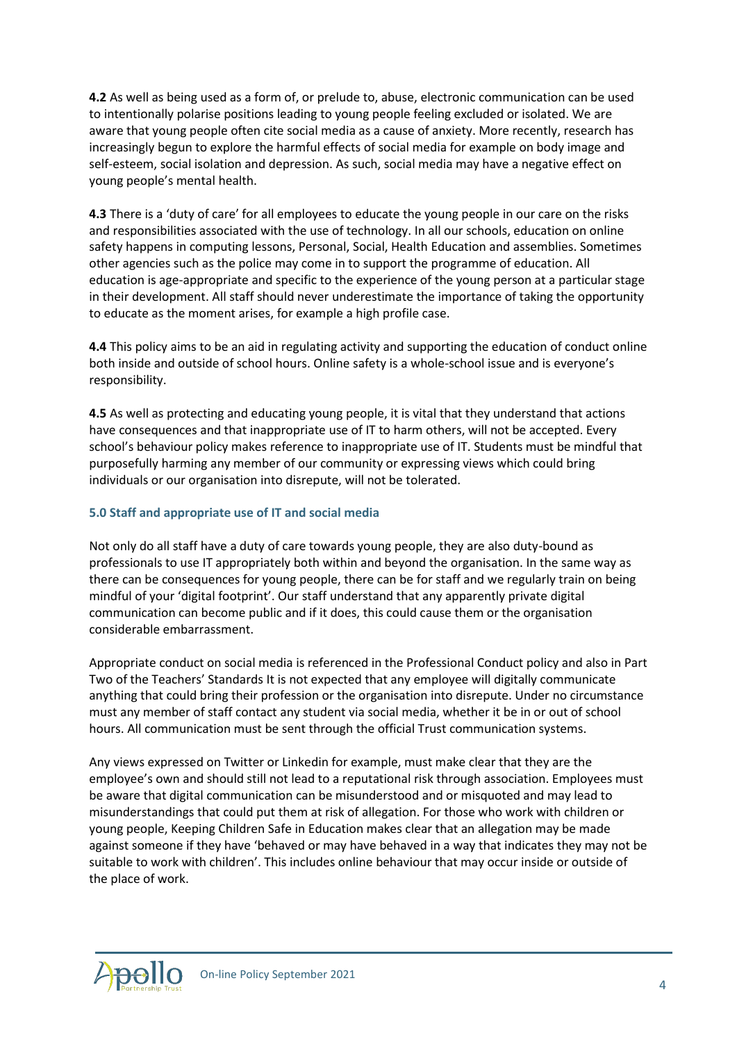**4.2** As well as being used as a form of, or prelude to, abuse, electronic communication can be used to intentionally polarise positions leading to young people feeling excluded or isolated. We are aware that young people often cite social media as a cause of anxiety. More recently, research has increasingly begun to explore the harmful effects of social media for example on body image and self-esteem, social isolation and depression. As such, social media may have a negative effect on young people's mental health.

**4.3** There is a 'duty of care' for all employees to educate the young people in our care on the risks and responsibilities associated with the use of technology. In all our schools, education on online safety happens in computing lessons, Personal, Social, Health Education and assemblies. Sometimes other agencies such as the police may come in to support the programme of education. All education is age-appropriate and specific to the experience of the young person at a particular stage in their development. All staff should never underestimate the importance of taking the opportunity to educate as the moment arises, for example a high profile case.

**4.4** This policy aims to be an aid in regulating activity and supporting the education of conduct online both inside and outside of school hours. Online safety is a whole-school issue and is everyone's responsibility.

**4.5** As well as protecting and educating young people, it is vital that they understand that actions have consequences and that inappropriate use of IT to harm others, will not be accepted. Every school's behaviour policy makes reference to inappropriate use of IT. Students must be mindful that purposefully harming any member of our community or expressing views which could bring individuals or our organisation into disrepute, will not be tolerated.

### 5.0 Staff and appropriate use of IT and social media

Not only do all staff have a duty of care towards young people, they are also duty-bound as professionals to use IT appropriately both within and beyond the organisation. In the same way as there can be consequences for young people, there can be for staff and we regularly train on being mindful of your 'digital footprint'. Our staff understand that any apparently private digital communication can become public and if it does, this could cause them or the organisation considerable embarrassment.

Appropriate conduct on social media is referenced in the Professional Conduct policy and also in Part Two of the Teachers' Standards It is not expected that any employee will digitally communicate anything that could bring their profession or the organisation into disrepute. Under no circumstance must any member of staff contact any student via social media, whether it be in or out of school hours. All communication must be sent through the official Trust communication systems.

Any views expressed on Twitter or Linkedin for example, must make clear that they are the employee's own and should still not lead to a reputational risk through association. Employees must be aware that digital communication can be misunderstood and or misquoted and may lead to misunderstandings that could put them at risk of allegation. For those who work with children or young people, Keeping Children Safe in Education makes clear that an allegation may be made against someone if they have 'behaved or may have behaved in a way that indicates they may not be suitable to work with children'. This includes online behaviour that may occur inside or outside of the place of work.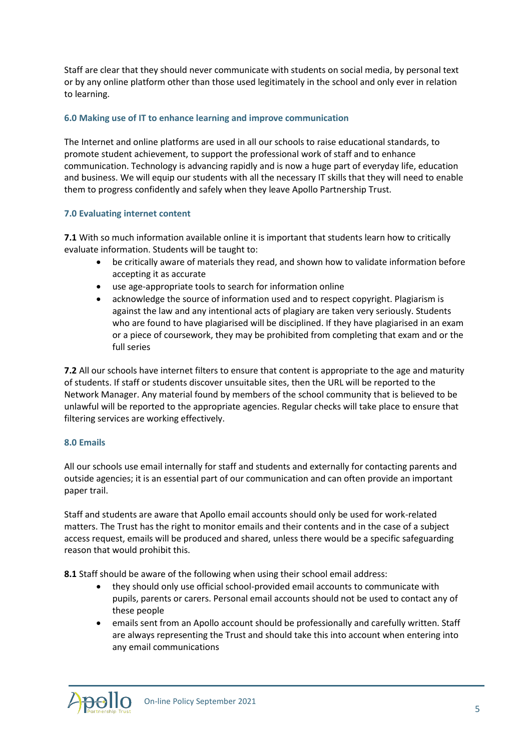Staff are clear that they should never communicate with students on social media, by personal text or by any online platform other than those used legitimately in the school and only ever in relation to learning.

### 6.0 Making use of IT to enhance learning and improve communication

The Internet and online platforms are used in all our schools to raise educational standards, to promote student achievement, to support the professional work of staff and to enhance communication. Technology is advancing rapidly and is now a huge part of everyday life, education and business. We will equip our students with all the necessary IT skills that they will need to enable them to progress confidently and safely when they leave Apollo Partnership Trust.

### 7.0 Evaluating internet content

**7.1** With so much information available online it is important that students learn how to critically evaluate information. Students will be taught to:

- be critically aware of materials they read, and shown how to validate information before accepting it as accurate
- use age-appropriate tools to search for information online
- acknowledge the source of information used and to respect copyright. Plagiarism is against the law and any intentional acts of plagiary are taken very seriously. Students who are found to have plagiarised will be disciplined. If they have plagiarised in an exam or a piece of coursework, they may be prohibited from completing that exam and or the full series

**7.2** All our schools have internet filters to ensure that content is appropriate to the age and maturity of students. If staff or students discover unsuitable sites, then the URL will be reported to the Network Manager. Any material found by members of the school community that is believed to be unlawful will be reported to the appropriate agencies. Regular checks will take place to ensure that filtering services are working effectively.

### 8.0 Emails

All our schools use email internally for staff and students and externally for contacting parents and outside agencies; it is an essential part of our communication and can often provide an important paper trail.

Staff and students are aware that Apollo email accounts should only be used for work-related matters. The Trust has the right to monitor emails and their contents and in the case of a subject access request, emails will be produced and shared, unless there would be a specific safeguarding reason that would prohibit this.

**8.1** Staff should be aware of the following when using their school email address:

- they should only use official school-provided email accounts to communicate with pupils, parents or carers. Personal email accounts should not be used to contact any of these people
- emails sent from an Apollo account should be professionally and carefully written. Staff are always representing the Trust and should take this into account when entering into any email communications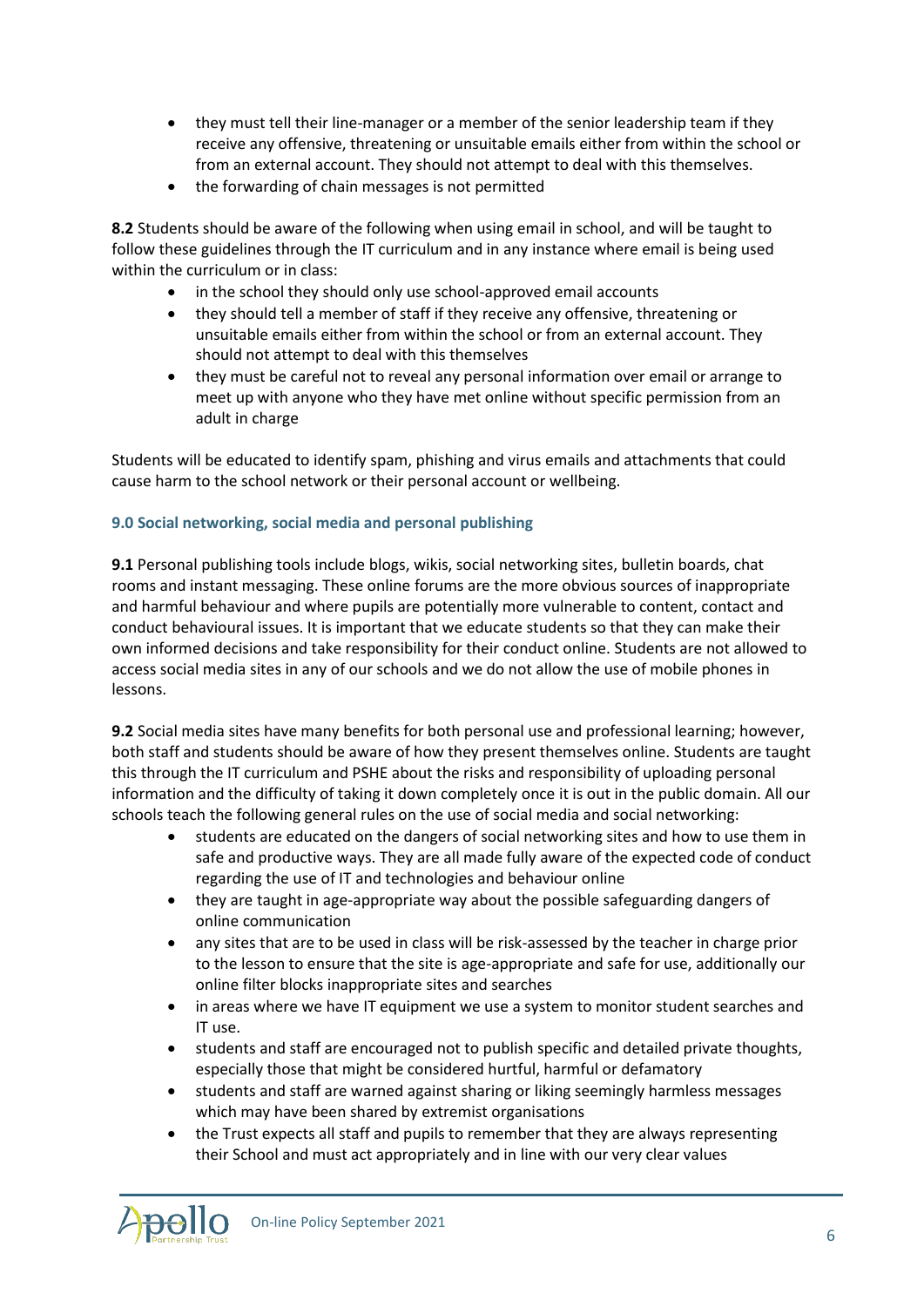- they must tell their line-manager or a member of the senior leadership team if they receive any offensive, threatening or unsuitable emails either from within the school or from an external account. They should not attempt to deal with this themselves.
- the forwarding of chain messages is not permitted

**8.2** Students should be aware of the following when using email in school, and will be taught to follow these guidelines through the IT curriculum and in any instance where email is being used within the curriculum or in class:

- in the school they should only use school-approved email accounts
- they should tell a member of staff if they receive any offensive, threatening or unsuitable emails either from within the school or from an external account. They should not attempt to deal with this themselves
- they must be careful not to reveal any personal information over email or arrange to meet up with anyone who they have met online without specific permission from an adult in charge

Students will be educated to identify spam, phishing and virus emails and attachments that could cause harm to the school network or their personal account or wellbeing.

### 9.0 Social networking, social media and personal publishing

**9.1** Personal publishing tools include blogs, wikis, social networking sites, bulletin boards, chat rooms and instant messaging. These online forums are the more obvious sources of inappropriate and harmful behaviour and where pupils are potentially more vulnerable to content, contact and conduct behavioural issues. It is important that we educate students so that they can make their own informed decisions and take responsibility for their conduct online. Students are not allowed to access social media sites in any of our schools and we do not allow the use of mobile phones in lessons.

**9.2** Social media sites have many benefits for both personal use and professional learning; however, both staff and students should be aware of how they present themselves online. Students are taught this through the IT curriculum and PSHE about the risks and responsibility of uploading personal information and the difficulty of taking it down completely once it is out in the public domain. All our schools teach the following general rules on the use of social media and social networking:

- students are educated on the dangers of social networking sites and how to use them in safe and productive ways. They are all made fully aware of the expected code of conduct regarding the use of IT and technologies and behaviour online
- they are taught in age-appropriate way about the possible safeguarding dangers of online communication
- any sites that are to be used in class will be risk-assessed by the teacher in charge prior to the lesson to ensure that the site is age-appropriate and safe for use, additionally our online filter blocks inappropriate sites and searches
- in areas where we have IT equipment we use a system to monitor student searches and IT use.
- students and staff are encouraged not to publish specific and detailed private thoughts, especially those that might be considered hurtful, harmful or defamatory
- students and staff are warned against sharing or liking seemingly harmless messages which may have been shared by extremist organisations
- the Trust expects all staff and pupils to remember that they are always representing their School and must act appropriately and in line with our very clear values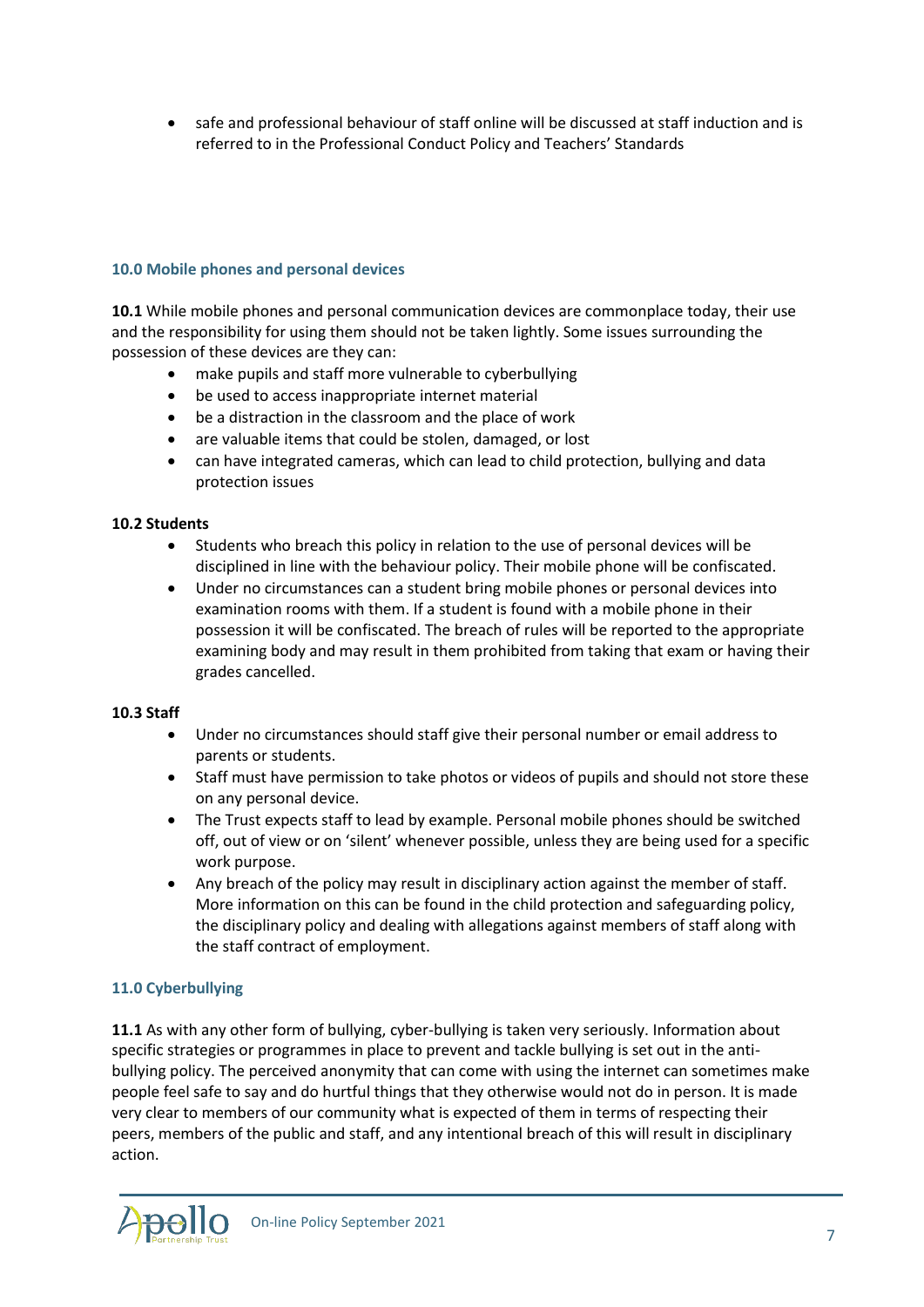- safe and professional behaviour of staff online will be discussed at staff induction and is referred to in the Professional Conduct Policy and Teachers' Standards

### 10.0 Mobile phones and personal devices

**10.1** While mobile phones and personal communication devices are commonplace today, their use and the responsibility for using them should not be taken lightly. Some issues surrounding the possession of these devices are they can:

- make pupils and staff more vulnerable to cyberbullying
- be used to access inappropriate internet material
- be a distraction in the classroom and the place of work
- are valuable items that could be stolen, damaged, or lost
- can have integrated cameras, which can lead to child protection, bullying and data protection issues

**10.2 Students**

- Students who breach this policy in relation to the use of personal devices will be disciplined in line with the behaviour policy. Their mobile phone will be confiscated.
- Under no circumstances can a student bring mobile phones or personal devices into examination rooms with them. If a student is found with a mobile phone in their possession it will be confiscated. The breach of rules will be reported to the appropriate examining body and may result in them prohibited from taking that exam or having their grades cancelled.

**10.3 Staff**

- Under no circumstances should staff give their personal number or email address to parents or students.
- Staff must have permission to take photos or videos of pupils and should not store these on any personal device.
- The Trust expects staff to lead by example. Personal mobile phones should be switched off, out of view or on 'silent' whenever possible, unless they are being used for a specific work purpose.
- Any breach of the policy may result in disciplinary action against the member of staff. More information on this can be found in the child protection and safeguarding policy, the disciplinary policy and dealing with allegations against members of staff along with the staff contract of employment.

### 11.0 Cyberbullying

**11.1** As with any other form of bullying, cyber-bullying is taken very seriously. Information about specific strategies or programmes in place to prevent and tackle bullying is set out in the anti-bullying policy. The perceived anonymity that can come with using the internet can sometimes make people feel safe to say and do hurtful things that they otherwise would not do in person. It is made very clear to members of our community what is expected of them in terms of respecting their peers, members of the public and staff, and any intentional breach of this will result in disciplinary action.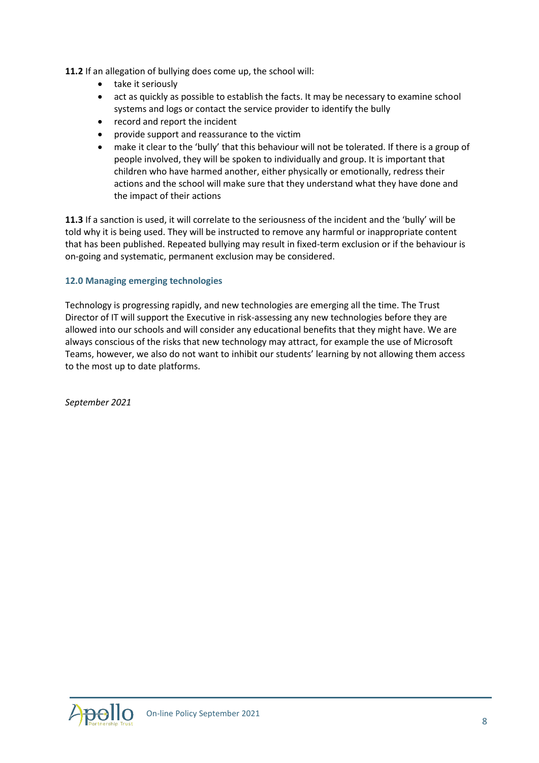**11.2** If an allegation of bullying does come up, the school will:

- take it seriously
- act as quickly as possible to establish the facts. It may be necessary to examine school systems and logs or contact the service provider to identify the bully
- record and report the incident
- provide support and reassurance to the victim
- make it clear to the 'bully' that this behaviour will not be tolerated. If there is a group of people involved, they will be spoken to individually and group. It is important that children who have harmed another, either physically or emotionally, redress their actions and the school will make sure that they understand what they have done and the impact of their actions

**11.3** If a sanction is used, it will correlate to the seriousness of the incident and the 'bully' will be told why it is being used. They will be instructed to remove any harmful or inappropriate content that has been published. Repeated bullying may result in fixed-term exclusion or if the behaviour is on-going and systematic, permanent exclusion may be considered.

### 12.0 Managing emerging technologies

Technology is progressing rapidly, and new technologies are emerging all the time. The Trust Director of IT will support the Executive in risk-assessing any new technologies before they are allowed into our schools and will consider any educational benefits that they might have. We are always conscious of the risks that new technology may attract, for example the use of Microsoft Teams, however, we also do not want to inhibit our students' learning by not allowing them access to the most up to date platforms.

*September 2021*